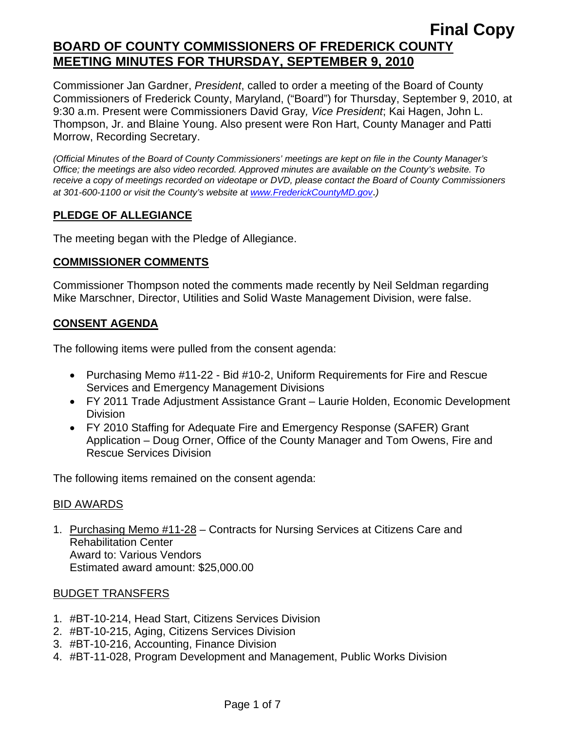**Final Copy**

# BOARD OF COUNTY COMMISSIONERS OF FREDERICK COUNTY MEETING MINUTES FOR THURSDAY, SEPTEMBER 9, 2010

Commissioner Jan Gardner, *President*, called to order a meeting of the Board of County Commissioners of Frederick County, Maryland, ("Board") for Thursday, September 9, 2010, at 9:30 a.m. Present were Commissioners David Gray*, Vice President*; Kai Hagen, John L. Thompson, Jr. and Blaine Young. Also present were Ron Hart, County Manager and Patti Morrow, Recording Secretary.

*(Official Minutes of the Board of County Commissioners' meetings are kept on file in the County Manager's Office; the meetings are also video recorded. Approved minutes are available on the County's website. To receive a copy of meetings recorded on videotape or DVD, please contact the Board of County Commissioners at 301-600-1100 or visit the County's website at www.FrederickCountyMD.gov.)*

## PLEDGE OF ALLEGIANCE

The meeting began with the Pledge of Allegiance.

## COMMISSIONER COMMENTS

Commissioner Thompson noted the comments made recently by Neil Seldman regarding Mike Marschner, Director, Utilities and Solid Waste Management Division, were false.

## CONSENT AGENDA

The following items were pulled from the consent agenda:

- Purchasing Memo #11-22 - Bid #10-2, Uniform Requirements for Fire and Rescue Services and Emergency Management Divisions
- FY 2011 Trade Adjustment Assistance Grant – Laurie Holden, Economic Development Division
- FY 2010 Staffing for Adequate Fire and Emergency Response (SAFER) Grant Application – Doug Orner, Office of the County Manager and Tom Owens, Fire and Rescue Services Division

The following items remained on the consent agenda:

### BID AWARDS

1. Purchasing Memo #11-28 – Contracts for Nursing Services at Citizens Care and Rehabilitation Center
   Award to: Various Vendors
   Estimated award amount: $25,000.00

### BUDGET TRANSFERS

1. #BT-10-214, Head Start, Citizens Services Division
2. #BT-10-215, Aging, Citizens Services Division
3. #BT-10-216, Accounting, Finance Division
4. #BT-11-028, Program Development and Management, Public Works Division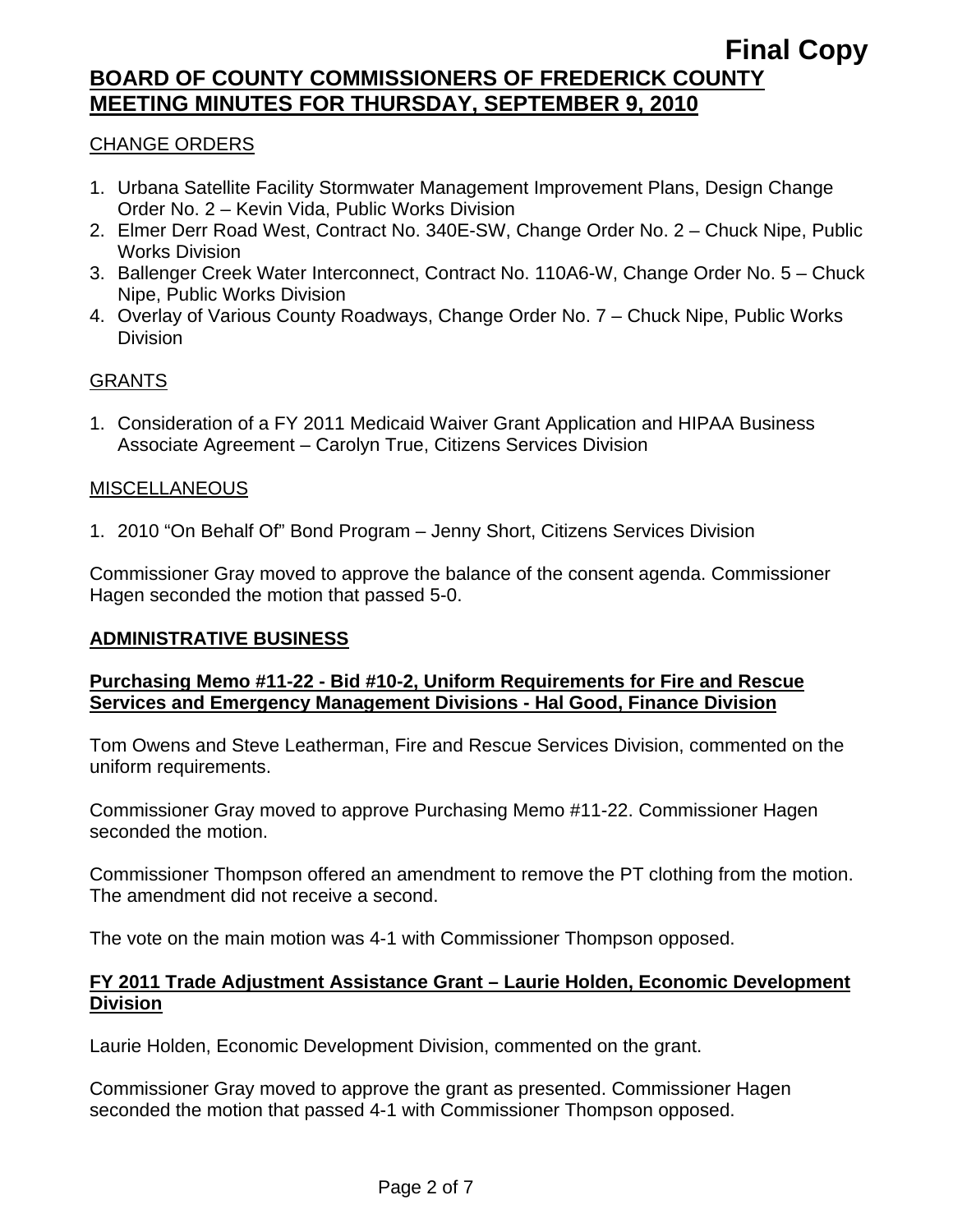CHANGE ORDERS

1. Urbana Satellite Facility Stormwater Management Improvement Plans, Design Change Order No. 2 – Kevin Vida, Public Works Division
2. Elmer Derr Road West, Contract No. 340E-SW, Change Order No. 2 – Chuck Nipe, Public Works Division
3. Ballenger Creek Water Interconnect, Contract No. 110A6-W, Change Order No. 5 – Chuck Nipe, Public Works Division
4. Overlay of Various County Roadways, Change Order No. 7 – Chuck Nipe, Public Works Division

GRANTS

1. Consideration of a FY 2011 Medicaid Waiver Grant Application and HIPAA Business Associate Agreement – Carolyn True, Citizens Services Division

MISCELLANEOUS

1. 2010 "On Behalf Of" Bond Program – Jenny Short, Citizens Services Division

Commissioner Gray moved to approve the balance of the consent agenda. Commissioner Hagen seconded the motion that passed 5-0.

## ADMINISTRATIVE BUSINESS

### Purchasing Memo #11-22 - Bid #10-2, Uniform Requirements for Fire and Rescue Services and Emergency Management Divisions - Hal Good, Finance Division

Tom Owens and Steve Leatherman, Fire and Rescue Services Division, commented on the uniform requirements.

Commissioner Gray moved to approve Purchasing Memo #11-22. Commissioner Hagen seconded the motion.

Commissioner Thompson offered an amendment to remove the PT clothing from the motion. The amendment did not receive a second.

The vote on the main motion was 4-1 with Commissioner Thompson opposed.

### FY 2011 Trade Adjustment Assistance Grant – Laurie Holden, Economic Development Division

Laurie Holden, Economic Development Division, commented on the grant.

Commissioner Gray moved to approve the grant as presented. Commissioner Hagen seconded the motion that passed 4-1 with Commissioner Thompson opposed.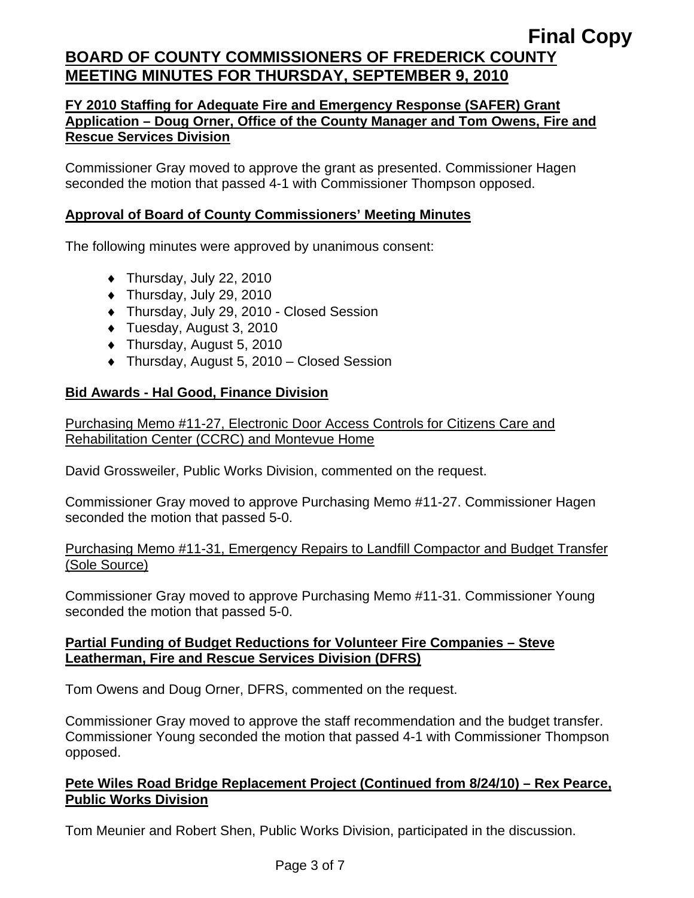**Final Copy**

# BOARD OF COUNTY COMMISSIONERS OF FREDERICK COUNTY MEETING MINUTES FOR THURSDAY, SEPTEMBER 9, 2010

## FY 2010 Staffing for Adequate Fire and Emergency Response (SAFER) Grant Application – Doug Orner, Office of the County Manager and Tom Owens, Fire and Rescue Services Division

Commissioner Gray moved to approve the grant as presented. Commissioner Hagen seconded the motion that passed 4-1 with Commissioner Thompson opposed.

## Approval of Board of County Commissioners' Meeting Minutes

The following minutes were approved by unanimous consent:

- Thursday, July 22, 2010
- Thursday, July 29, 2010
- Thursday, July 29, 2010 - Closed Session
- Tuesday, August 3, 2010
- Thursday, August 5, 2010
- Thursday, August 5, 2010 – Closed Session

## Bid Awards - Hal Good, Finance Division

Purchasing Memo #11-27, Electronic Door Access Controls for Citizens Care and Rehabilitation Center (CCRC) and Montevue Home

David Grossweiler, Public Works Division, commented on the request.

Commissioner Gray moved to approve Purchasing Memo #11-27. Commissioner Hagen seconded the motion that passed 5-0.

Purchasing Memo #11-31, Emergency Repairs to Landfill Compactor and Budget Transfer (Sole Source)

Commissioner Gray moved to approve Purchasing Memo #11-31. Commissioner Young seconded the motion that passed 5-0.

## Partial Funding of Budget Reductions for Volunteer Fire Companies – Steve Leatherman, Fire and Rescue Services Division (DFRS)

Tom Owens and Doug Orner, DFRS, commented on the request.

Commissioner Gray moved to approve the staff recommendation and the budget transfer. Commissioner Young seconded the motion that passed 4-1 with Commissioner Thompson opposed.

## Pete Wiles Road Bridge Replacement Project (Continued from 8/24/10) – Rex Pearce, Public Works Division

Tom Meunier and Robert Shen, Public Works Division, participated in the discussion.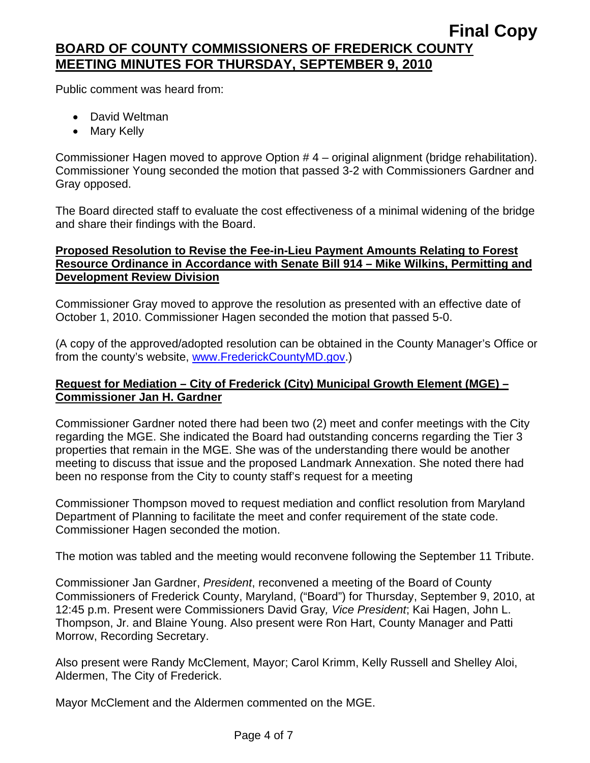Public comment was heard from:

- David Weltman
- Mary Kelly

Commissioner Hagen moved to approve Option # 4 – original alignment (bridge rehabilitation). Commissioner Young seconded the motion that passed 3-2 with Commissioners Gardner and Gray opposed.

The Board directed staff to evaluate the cost effectiveness of a minimal widening of the bridge and share their findings with the Board.

**Proposed Resolution to Revise the Fee-in-Lieu Payment Amounts Relating to Forest Resource Ordinance in Accordance with Senate Bill 914 – Mike Wilkins, Permitting and Development Review Division**

Commissioner Gray moved to approve the resolution as presented with an effective date of October 1, 2010. Commissioner Hagen seconded the motion that passed 5-0.

(A copy of the approved/adopted resolution can be obtained in the County Manager's Office or from the county's website, www.FrederickCountyMD.gov.)

**Request for Mediation – City of Frederick (City) Municipal Growth Element (MGE) – Commissioner Jan H. Gardner**

Commissioner Gardner noted there had been two (2) meet and confer meetings with the City regarding the MGE. She indicated the Board had outstanding concerns regarding the Tier 3 properties that remain in the MGE. She was of the understanding there would be another meeting to discuss that issue and the proposed Landmark Annexation. She noted there had been no response from the City to county staff's request for a meeting

Commissioner Thompson moved to request mediation and conflict resolution from Maryland Department of Planning to facilitate the meet and confer requirement of the state code. Commissioner Hagen seconded the motion.

The motion was tabled and the meeting would reconvene following the September 11 Tribute.

Commissioner Jan Gardner, *President*, reconvened a meeting of the Board of County Commissioners of Frederick County, Maryland, ("Board") for Thursday, September 9, 2010, at 12:45 p.m. Present were Commissioners David Gray*, Vice President*; Kai Hagen, John L. Thompson, Jr. and Blaine Young. Also present were Ron Hart, County Manager and Patti Morrow, Recording Secretary.

Also present were Randy McClement, Mayor; Carol Krimm, Kelly Russell and Shelley Aloi, Aldermen, The City of Frederick.

Mayor McClement and the Aldermen commented on the MGE.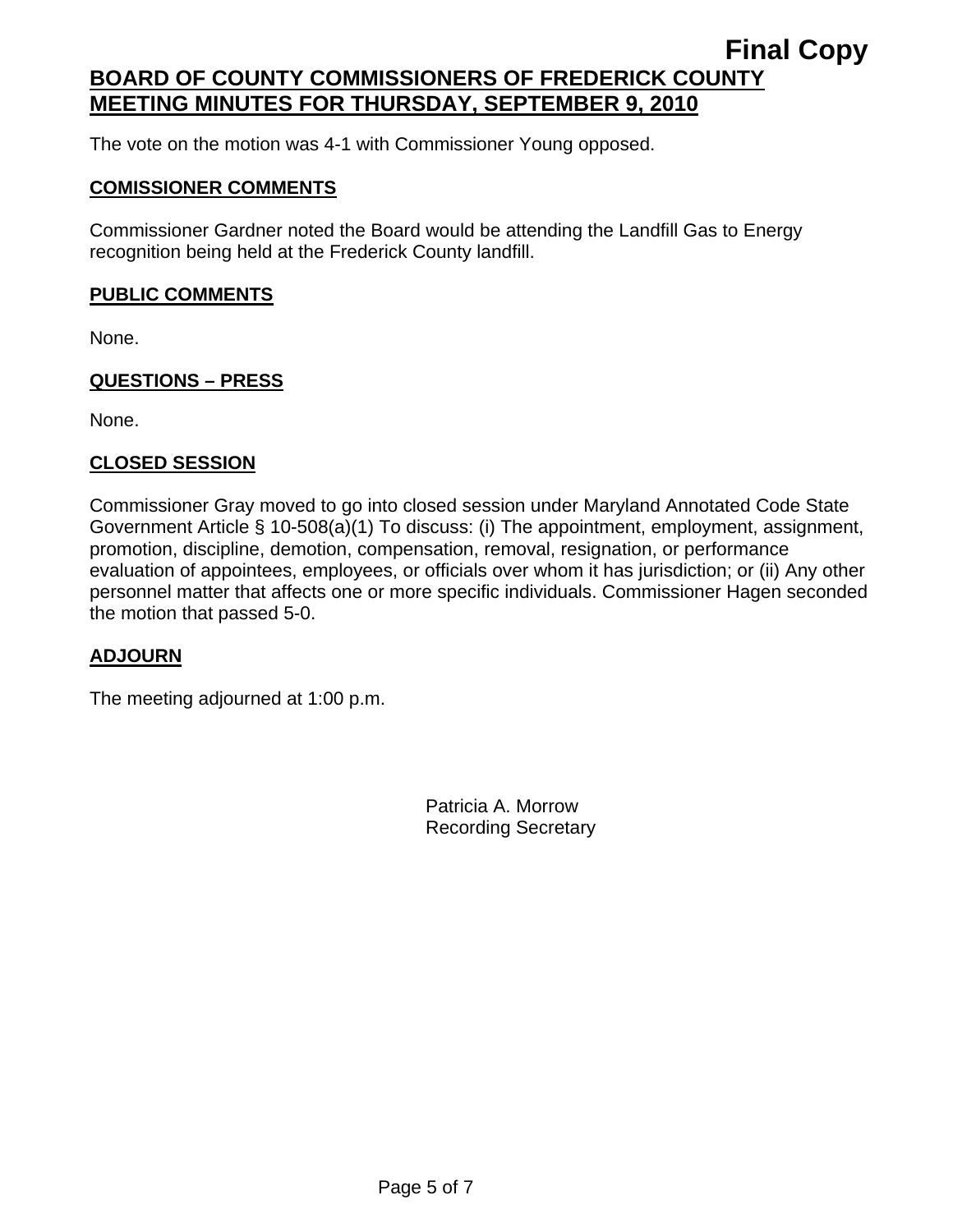The vote on the motion was 4-1 with Commissioner Young opposed.

## COMISSIONER COMMENTS

Commissioner Gardner noted the Board would be attending the Landfill Gas to Energy recognition being held at the Frederick County landfill.

## PUBLIC COMMENTS

None.

## QUESTIONS – PRESS

None.

## CLOSED SESSION

Commissioner Gray moved to go into closed session under Maryland Annotated Code State Government Article § 10-508(a)(1) To discuss: (i) The appointment, employment, assignment, promotion, discipline, demotion, compensation, removal, resignation, or performance evaluation of appointees, employees, or officials over whom it has jurisdiction; or (ii) Any other personnel matter that affects one or more specific individuals. Commissioner Hagen seconded the motion that passed 5-0.

## ADJOURN

The meeting adjourned at 1:00 p.m.

Patricia A. Morrow
Recording Secretary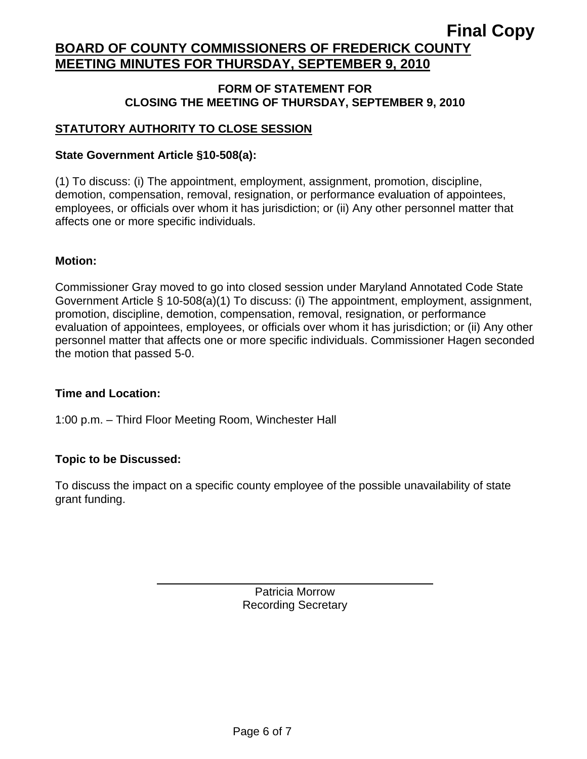**Final Copy**

# BOARD OF COUNTY COMMISSIONERS OF FREDERICK COUNTY MEETING MINUTES FOR THURSDAY, SEPTEMBER 9, 2010

## FORM OF STATEMENT FOR CLOSING THE MEETING OF THURSDAY, SEPTEMBER 9, 2010

### STATUTORY AUTHORITY TO CLOSE SESSION

**State Government Article §10-508(a):**

(1) To discuss: (i) The appointment, employment, assignment, promotion, discipline, demotion, compensation, removal, resignation, or performance evaluation of appointees, employees, or officials over whom it has jurisdiction; or (ii) Any other personnel matter that affects one or more specific individuals.

**Motion:**

Commissioner Gray moved to go into closed session under Maryland Annotated Code State Government Article § 10-508(a)(1) To discuss: (i) The appointment, employment, assignment, promotion, discipline, demotion, compensation, removal, resignation, or performance evaluation of appointees, employees, or officials over whom it has jurisdiction; or (ii) Any other personnel matter that affects one or more specific individuals. Commissioner Hagen seconded the motion that passed 5-0.

**Time and Location:**

1:00 p.m. – Third Floor Meeting Room, Winchester Hall

**Topic to be Discussed:**

To discuss the impact on a specific county employee of the possible unavailability of state grant funding.

Patricia Morrow
Recording Secretary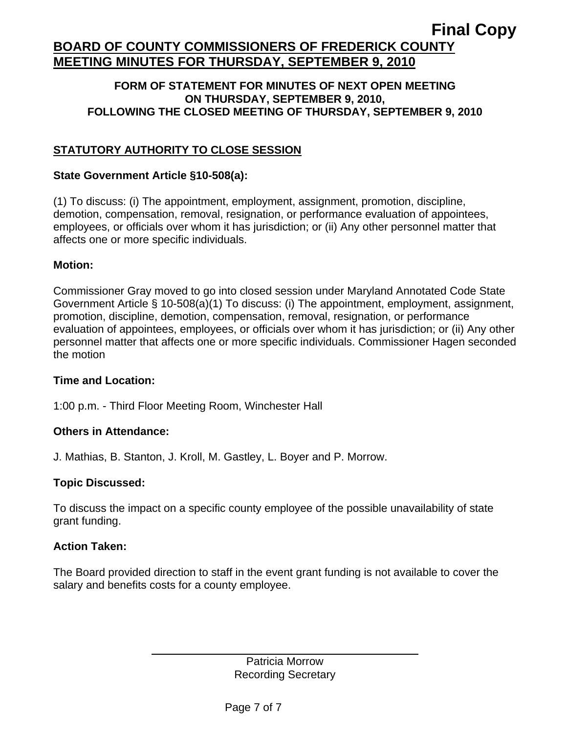**Final Copy**

# BOARD OF COUNTY COMMISSIONERS OF FREDERICK COUNTY MEETING MINUTES FOR THURSDAY, SEPTEMBER 9, 2010

**FORM OF STATEMENT FOR MINUTES OF NEXT OPEN MEETING ON THURSDAY, SEPTEMBER 9, 2010, FOLLOWING THE CLOSED MEETING OF THURSDAY, SEPTEMBER 9, 2010**

## STATUTORY AUTHORITY TO CLOSE SESSION

**State Government Article §10-508(a):**

(1) To discuss: (i) The appointment, employment, assignment, promotion, discipline, demotion, compensation, removal, resignation, or performance evaluation of appointees, employees, or officials over whom it has jurisdiction; or (ii) Any other personnel matter that affects one or more specific individuals.

**Motion:**

Commissioner Gray moved to go into closed session under Maryland Annotated Code State Government Article § 10-508(a)(1) To discuss: (i) The appointment, employment, assignment, promotion, discipline, demotion, compensation, removal, resignation, or performance evaluation of appointees, employees, or officials over whom it has jurisdiction; or (ii) Any other personnel matter that affects one or more specific individuals. Commissioner Hagen seconded the motion

**Time and Location:**

1:00 p.m. - Third Floor Meeting Room, Winchester Hall

**Others in Attendance:**

J. Mathias, B. Stanton, J. Kroll, M. Gastley, L. Boyer and P. Morrow.

**Topic Discussed:**

To discuss the impact on a specific county employee of the possible unavailability of state grant funding.

**Action Taken:**

The Board provided direction to staff in the event grant funding is not available to cover the salary and benefits costs for a county employee.

Patricia Morrow
Recording Secretary